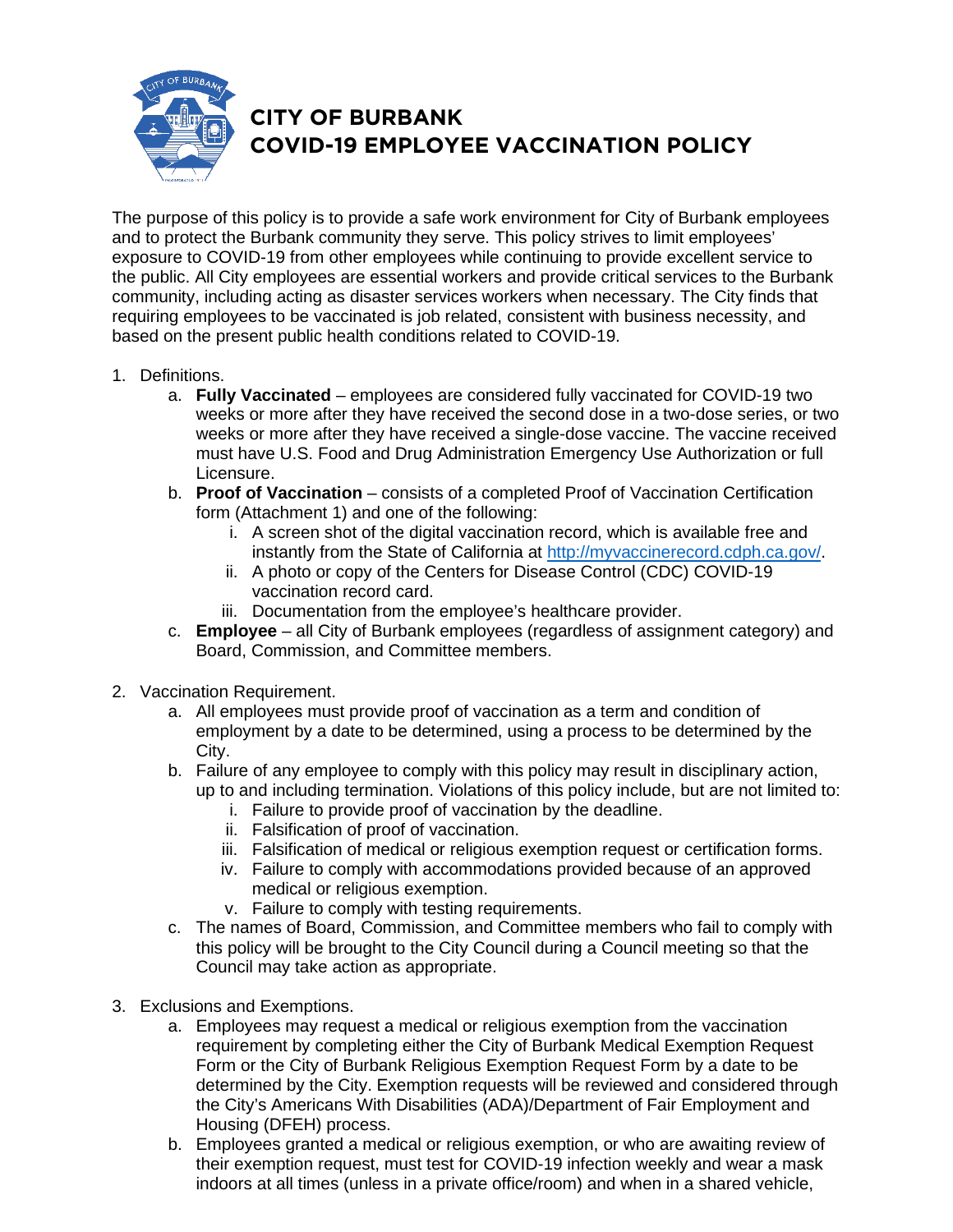# CITY OF BURBANK
# COVID-19 EMPLOYEE VACCINATION POLICY

The purpose of this policy is to provide a safe work environment for City of Burbank employees and to protect the Burbank community they serve. This policy strives to limit employees' exposure to COVID-19 from other employees while continuing to provide excellent service to the public. All City employees are essential workers and provide critical services to the Burbank community, including acting as disaster services workers when necessary. The City finds that requiring employees to be vaccinated is job related, consistent with business necessity, and based on the present public health conditions related to COVID-19.

1. Definitions.
   a. **Fully Vaccinated** – employees are considered fully vaccinated for COVID-19 two weeks or more after they have received the second dose in a two-dose series, or two weeks or more after they have received a single-dose vaccine. The vaccine received must have U.S. Food and Drug Administration Emergency Use Authorization or full Licensure.
   b. **Proof of Vaccination** – consists of a completed Proof of Vaccination Certification form (Attachment 1) and one of the following:
      i. A screen shot of the digital vaccination record, which is available free and instantly from the State of California at http://myvaccinerecord.cdph.ca.gov/.
      ii. A photo or copy of the Centers for Disease Control (CDC) COVID-19 vaccination record card.
      iii. Documentation from the employee's healthcare provider.
   c. **Employee** – all City of Burbank employees (regardless of assignment category) and Board, Commission, and Committee members.

2. Vaccination Requirement.
   a. All employees must provide proof of vaccination as a term and condition of employment by a date to be determined, using a process to be determined by the City.
   b. Failure of any employee to comply with this policy may result in disciplinary action, up to and including termination. Violations of this policy include, but are not limited to:
      i. Failure to provide proof of vaccination by the deadline.
      ii. Falsification of proof of vaccination.
      iii. Falsification of medical or religious exemption request or certification forms.
      iv. Failure to comply with accommodations provided because of an approved medical or religious exemption.
      v. Failure to comply with testing requirements.
   c. The names of Board, Commission, and Committee members who fail to comply with this policy will be brought to the City Council during a Council meeting so that the Council may take action as appropriate.

3. Exclusions and Exemptions.
   a. Employees may request a medical or religious exemption from the vaccination requirement by completing either the City of Burbank Medical Exemption Request Form or the City of Burbank Religious Exemption Request Form by a date to be determined by the City. Exemption requests will be reviewed and considered through the City's Americans With Disabilities (ADA)/Department of Fair Employment and Housing (DFEH) process.
   b. Employees granted a medical or religious exemption, or who are awaiting review of their exemption request, must test for COVID-19 infection weekly and wear a mask indoors at all times (unless in a private office/room) and when in a shared vehicle,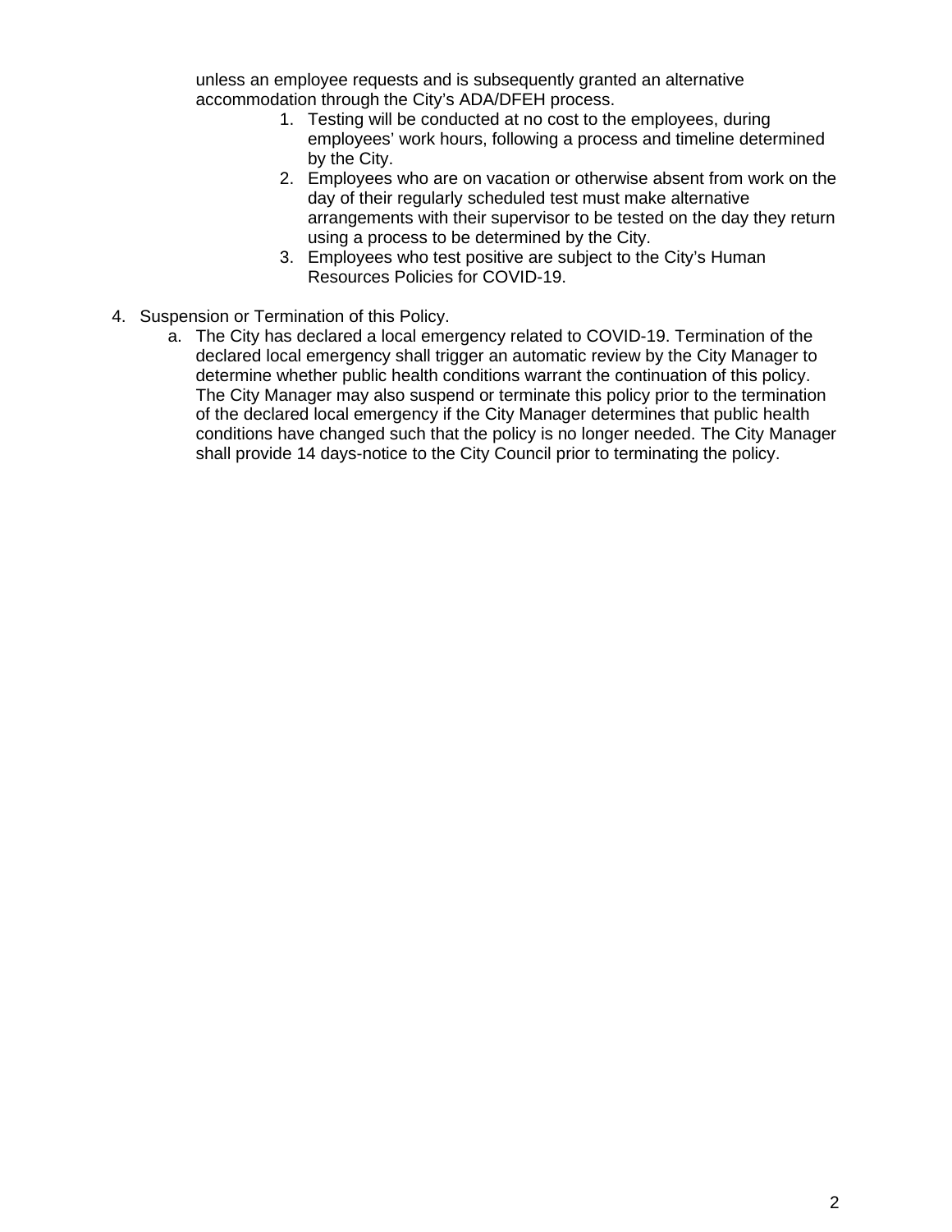unless an employee requests and is subsequently granted an alternative accommodation through the City's ADA/DFEH process.

1. Testing will be conducted at no cost to the employees, during employees' work hours, following a process and timeline determined by the City.
2. Employees who are on vacation or otherwise absent from work on the day of their regularly scheduled test must make alternative arrangements with their supervisor to be tested on the day they return using a process to be determined by the City.
3. Employees who test positive are subject to the City's Human Resources Policies for COVID-19.

4. Suspension or Termination of this Policy.
    a. The City has declared a local emergency related to COVID-19. Termination of the declared local emergency shall trigger an automatic review by the City Manager to determine whether public health conditions warrant the continuation of this policy. The City Manager may also suspend or terminate this policy prior to the termination of the declared local emergency if the City Manager determines that public health conditions have changed such that the policy is no longer needed. The City Manager shall provide 14 days-notice to the City Council prior to terminating the policy.